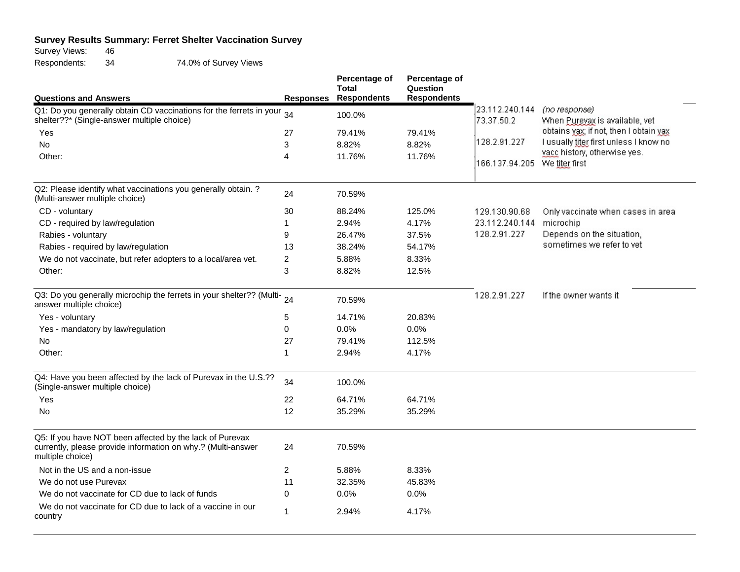**Survey Results Summary: Ferret Shelter Vaccination Survey**

Survey Views: 46

Respondents: 34 — 74.0% of Survey Views

| Questions and Answers | Responses | Percentage of Total Respondents | Percentage of Question Respondents | | |
|---|---|---|---|---|---|
| Q1: Do you generally obtain CD vaccinations for the ferrets in your shelter??* (Single-answer multiple choice) | 34 | 100.0% | | 23.112.240.144 | (no response) |
| | | | | 73.37.50.2 | When Purevax is available, vet obtains vax; if not, then I obtain vax |
| | | | | 128.2.91.227 | I usually titer first unless I know no vacc history, otherwise yes. |
| | | | | 166.137.94.205 | We titer first |
| Yes | 27 | 79.41% | 79.41% | | |
| No | 3 | 8.82% | 8.82% | | |
| Other: | 4 | 11.76% | 11.76% | | |
| Q2: Please identify what vaccinations you generally obtain. ? (Multi-answer multiple choice) | 24 | 70.59% | | | |
| CD - voluntary | 30 | 88.24% | 125.0% | 129.130.90.68 | Only vaccinate when cases in area |
| CD - required by law/regulation | 1 | 2.94% | 4.17% | 23.112.240.144 | microchip |
| Rabies - voluntary | 9 | 26.47% | 37.5% | 128.2.91.227 | Depends on the situation, sometimes we refer to vet |
| Rabies - required by law/regulation | 13 | 38.24% | 54.17% | | |
| We do not vaccinate, but refer adopters to a local/area vet. | 2 | 5.88% | 8.33% | | |
| Other: | 3 | 8.82% | 12.5% | | |
| Q3: Do you generally microchip the ferrets in your shelter?? (Multi-answer multiple choice) | 24 | 70.59% | | 128.2.91.227 | If the owner wants it |
| Yes - voluntary | 5 | 14.71% | 20.83% | | |
| Yes - mandatory by law/regulation | 0 | 0.0% | 0.0% | | |
| No | 27 | 79.41% | 112.5% | | |
| Other: | 1 | 2.94% | 4.17% | | |
| Q4: Have you been affected by the lack of Purevax in the U.S.?? (Single-answer multiple choice) | 34 | 100.0% | | | |
| Yes | 22 | 64.71% | 64.71% | | |
| No | 12 | 35.29% | 35.29% | | |
| Q5: If you have NOT been affected by the lack of Purevax currently, please provide information on why.? (Multi-answer multiple choice) | 24 | 70.59% | | | |
| Not in the US and a non-issue | 2 | 5.88% | 8.33% | | |
| We do not use Purevax | 11 | 32.35% | 45.83% | | |
| We do not vaccinate for CD due to lack of funds | 0 | 0.0% | 0.0% | | |
| We do not vaccinate for CD due to lack of a vaccine in our country | 1 | 2.94% | 4.17% | | |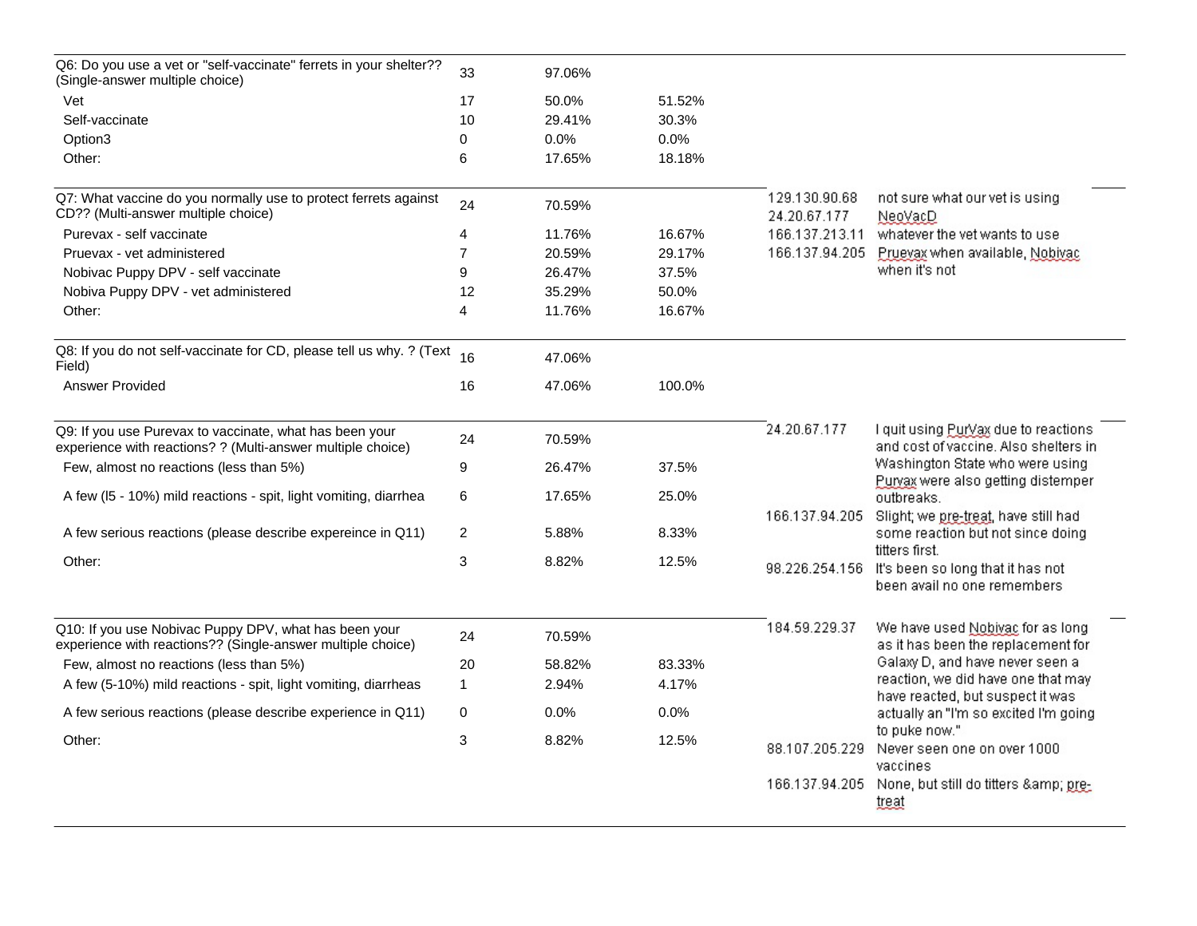| Q6: Do you use a vet or "self-vaccinate" ferrets in your shelter?? (Single-answer multiple choice) | 33 | 97.06% | | | |
|---|---|---|---|---|---|
| Vet | 17 | 50.0% | 51.52% | | |
| Self-vaccinate | 10 | 29.41% | 30.3% | | |
| Option3 | 0 | 0.0% | 0.0% | | |
| Other: | 6 | 17.65% | 18.18% | | |

| Q7: What vaccine do you normally use to protect ferrets against CD?? (Multi-answer multiple choice) | 24 | 70.59% | | 129.130.90.68 | not sure what our vet is using |
|---|---|---|---|---|---|
| Purevax - self vaccinate | 4 | 11.76% | 16.67% | 24.20.67.177 | NeoVacD |
| Pruevax - vet administered | 7 | 20.59% | 29.17% | 166.137.213.11 | whatever the vet wants to use |
| Nobivac Puppy DPV - self vaccinate | 9 | 26.47% | 37.5% | 166.137.94.205 | Pruevax when available, Nobivac when it's not |
| Nobiva Puppy DPV - vet administered | 12 | 35.29% | 50.0% | | |
| Other: | 4 | 11.76% | 16.67% | | |

| Q8: If you do not self-vaccinate for CD, please tell us why. ? (Text Field) | 16 | 47.06% | | | |
|---|---|---|---|---|---|
| Answer Provided | 16 | 47.06% | 100.0% | | |

| Q9: If you use Purevax to vaccinate, what has been your experience with reactions? ? (Multi-answer multiple choice) | 24 | 70.59% | | 24.20.67.177 | I quit using PurVax due to reactions and cost of vaccine. Also shelters in Washington State who were using Purvax were also getting distemper outbreaks. |
|---|---|---|---|---|---|
| Few, almost no reactions (less than 5%) | 9 | 26.47% | 37.5% | | |
| A few (l5 - 10%) mild reactions - spit, light vomiting, diarrhea | 6 | 17.65% | 25.0% | 166.137.94.205 | Slight; we pre-treat, have still had some reaction but not since doing titters first. |
| A few serious reactions (please describe expereince in Q11) | 2 | 5.88% | 8.33% | | |
| Other: | 3 | 8.82% | 12.5% | 98.226.254.156 | It's been so long that it has not been avail no one remembers |

| Q10: If you use Nobivac Puppy DPV, what has been your experience with reactions?? (Single-answer multiple choice) | 24 | 70.59% | | 184.59.229.37 | We have used Nobivac for as long as it has been the replacement for Galaxy D, and have never seen a reaction, we did have one that may have reacted, but suspect it was actually an "I'm so excited I'm going to puke now." |
|---|---|---|---|---|---|
| Few, almost no reactions (less than 5%) | 20 | 58.82% | 83.33% | | |
| A few (5-10%) mild reactions - spit, light vomiting, diarrheas | 1 | 2.94% | 4.17% | | |
| A few serious reactions (please describe experience in Q11) | 0 | 0.0% | 0.0% | | |
| Other: | 3 | 8.82% | 12.5% | 88.107.205.229 | Never seen one on over 1000 vaccines |
| | | | | 166.137.94.205 | None, but still do titters &amp; pre-treat |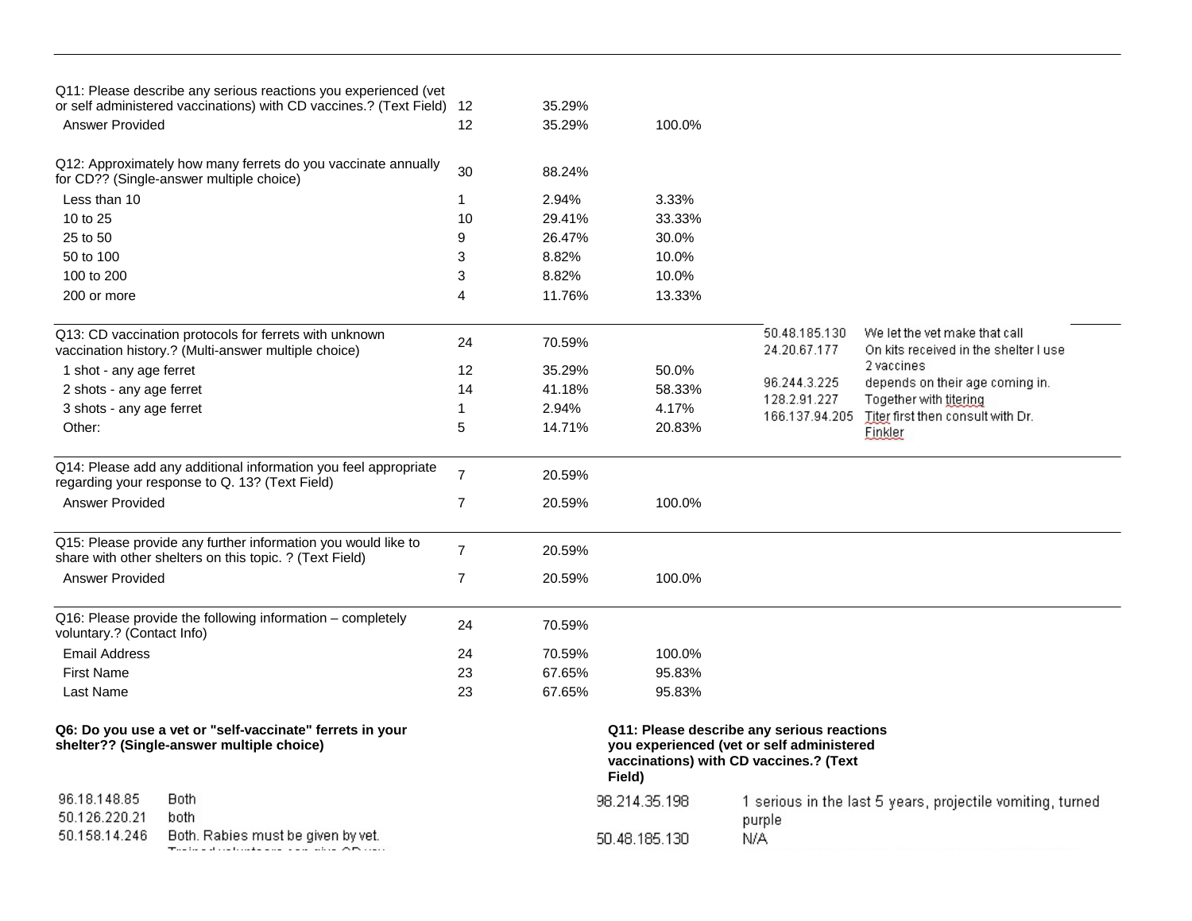| Question | Count | % of Total | % of Answered |
|---|---|---|---|
| Q11: Please describe any serious reactions you experienced (vet or self administered vaccinations) with CD vaccines.? (Text Field) | 12 | 35.29% | |
| Answer Provided | 12 | 35.29% | 100.0% |
| Q12: Approximately how many ferrets do you vaccinate annually for CD?? (Single-answer multiple choice) | 30 | 88.24% | |
| Less than 10 | 1 | 2.94% | 3.33% |
| 10 to 25 | 10 | 29.41% | 33.33% |
| 25 to 50 | 9 | 26.47% | 30.0% |
| 50 to 100 | 3 | 8.82% | 10.0% |
| 100 to 200 | 3 | 8.82% | 10.0% |
| 200 or more | 4 | 11.76% | 13.33% |
| Q13: CD vaccination protocols for ferrets with unknown vaccination history.? (Multi-answer multiple choice) | 24 | 70.59% | |
| 1 shot - any age ferret | 12 | 35.29% | 50.0% |
| 2 shots - any age ferret | 14 | 41.18% | 58.33% |
| 3 shots - any age ferret | 1 | 2.94% | 4.17% |
| Other: | 5 | 14.71% | 20.83% |

| IP | Other (Q13) |
|---|---|
| 50.48.185.130 | We let the vet make that call |
| 24.20.67.177 | On kits received in the shelter I use 2 vaccines |
| 96.244.3.225 | depends on their age coming in. |
| 128.2.91.227 | Together with titering |
| 166.137.94.205 | Titer first then consult with Dr. Finkler |

| Question | Count | % of Total | % of Answered |
|---|---|---|---|
| Q14: Please add any additional information you feel appropriate regarding your response to Q. 13? (Text Field) | 7 | 20.59% | |
| Answer Provided | 7 | 20.59% | 100.0% |
| Q15: Please provide any further information you would like to share with other shelters on this topic. ? (Text Field) | 7 | 20.59% | |
| Answer Provided | 7 | 20.59% | 100.0% |
| Q16: Please provide the following information – completely voluntary.? (Contact Info) | 24 | 70.59% | |
| Email Address | 24 | 70.59% | 100.0% |
| First Name | 23 | 67.65% | 95.83% |
| Last Name | 23 | 67.65% | 95.83% |

**Q6: Do you use a vet or "self-vaccinate" ferrets in your shelter?? (Single-answer multiple choice)**

| IP | Response |
|---|---|
| 96.18.148.85 | Both |
| 50.126.220.21 | both |
| 50.158.14.246 | Both. Rabies must be given by vet. |

**Q11: Please describe any serious reactions you experienced (vet or self administered vaccinations) with CD vaccines.? (Text Field)**

| IP | Response |
|---|---|
| 98.214.35.198 | 1 serious in the last 5 years, projectile vomiting, turned purple |
| 50.48.185.130 | N/A |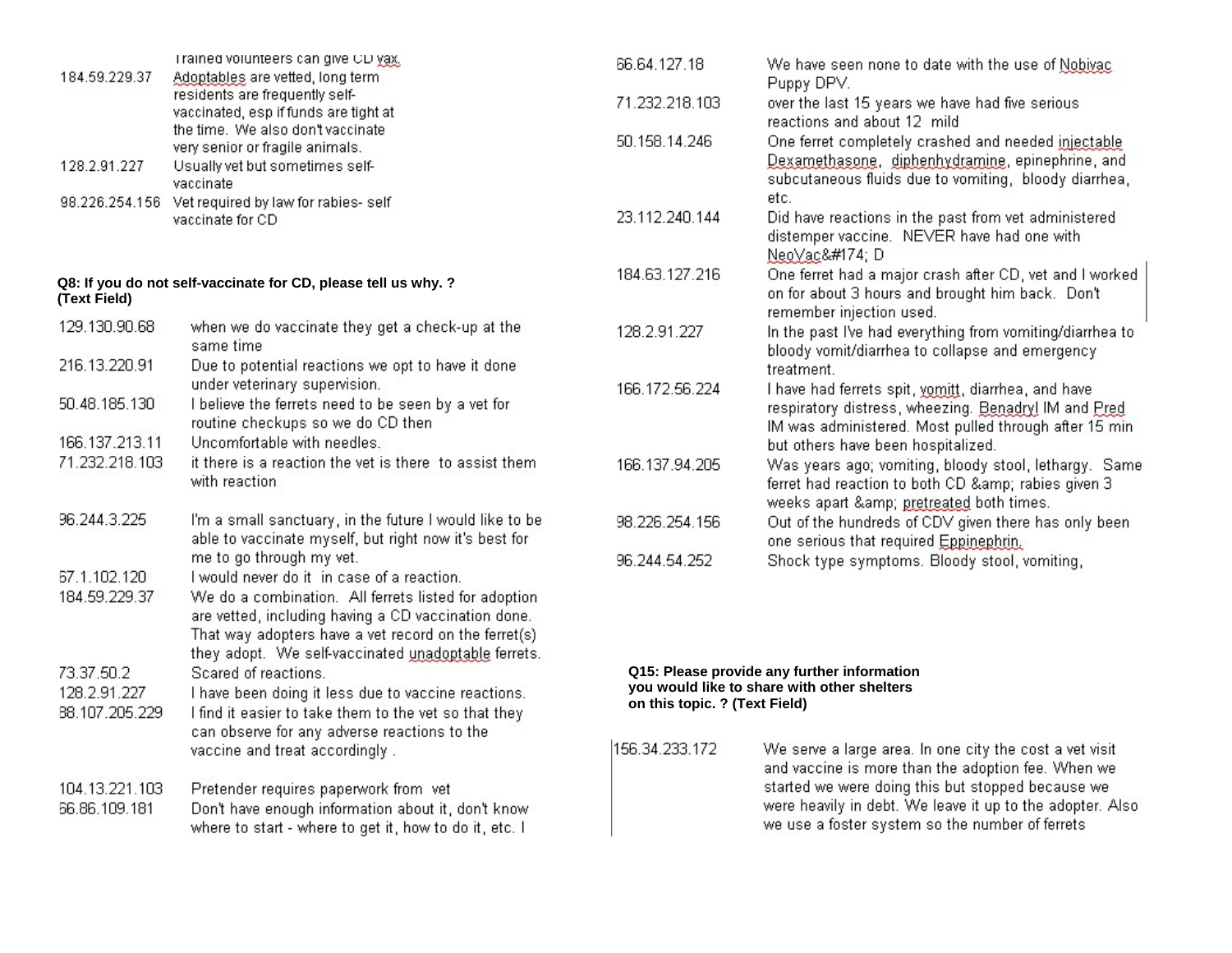| | |
|---|---|
| 184.59.229.37 | Trained volunteers can give CD vax. Adoptables are vetted, long term residents are frequently self-vaccinated, esp if funds are tight at the time. We also don't vaccinate very senior or fragile animals. |
| 128.2.91.227 | Usually vet but sometimes self-vaccinate |
| 98.226.254.156 | Vet required by law for rabies- self vaccinate for CD |

**Q8: If you do not self-vaccinate for CD, please tell us why. ? (Text Field)**

| | |
|---|---|
| 129.130.90.68 | when we do vaccinate they get a check-up at the same time |
| 216.13.220.91 | Due to potential reactions we opt to have it done under veterinary supervision. |
| 50.48.185.130 | I believe the ferrets need to be seen by a vet for routine checkups so we do CD then |
| 166.137.213.11 | Uncomfortable with needles. |
| 71.232.218.103 | it there is a reaction the vet is there to assist them with reaction |
| 96.244.3.225 | I'm a small sanctuary, in the future I would like to be able to vaccinate myself, but right now it's best for me to go through my vet. |
| 67.1.102.120 | I would never do it in case of a reaction. |
| 184.59.229.37 | We do a combination. All ferrets listed for adoption are vetted, including having a CD vaccination done. That way adopters have a vet record on the ferret(s) they adopt. We self-vaccinated unadoptable ferrets. |
| 73.37.50.2 | Scared of reactions. |
| 128.2.91.227 | I have been doing it less due to vaccine reactions. |
| 88.107.205.229 | I find it easier to take them to the vet so that they can observe for any adverse reactions to the vaccine and treat accordingly . |
| 104.13.221.103 | Pretender requires paperwork from vet |
| 66.86.109.181 | Don't have enough information about it, don't know where to start - where to get it, how to do it, etc. I |

| | |
|---|---|
| 66.64.127.18 | We have seen none to date with the use of Nobivac Puppy DPV. |
| 71.232.218.103 | over the last 15 years we have had five serious reactions and about 12 mild |
| 50.158.14.246 | One ferret completely crashed and needed injectable Dexamethasone, diphenhydramine, epinephrine, and subcutaneous fluids due to vomiting, bloody diarrhea, etc. |
| 23.112.240.144 | Did have reactions in the past from vet administered distemper vaccine. NEVER have had one with NeoVac&#174; D |
| 184.63.127.216 | One ferret had a major crash after CD, vet and I worked on for about 3 hours and brought him back. Don't remember injection used. |
| 128.2.91.227 | In the past I've had everything from vomiting/diarrhea to bloody vomit/diarrhea to collapse and emergency treatment. |
| 166.172.56.224 | I have had ferrets spit, vomitt, diarrhea, and have respiratory distress, wheezing. Benadryl IM and Pred IM was administered. Most pulled through after 15 min but others have been hospitalized. |
| 166.137.94.205 | Was years ago; vomiting, bloody stool, lethargy. Same ferret had reaction to both CD &amp; rabies given 3 weeks apart &amp; pretreated both times. |
| 98.226.254.156 | Out of the hundreds of CDV given there has only been one serious that required Eppinephrin. |
| 96.244.54.252 | Shock type symptoms. Bloody stool, vomiting, |

**Q15: Please provide any further information you would like to share with other shelters on this topic. ? (Text Field)**

| | |
|---|---|
| 156.34.233.172 | We serve a large area. In one city the cost a vet visit and vaccine is more than the adoption fee. When we started we were doing this but stopped because we were heavily in debt. We leave it up to the adopter. Also we use a foster system so the number of ferrets |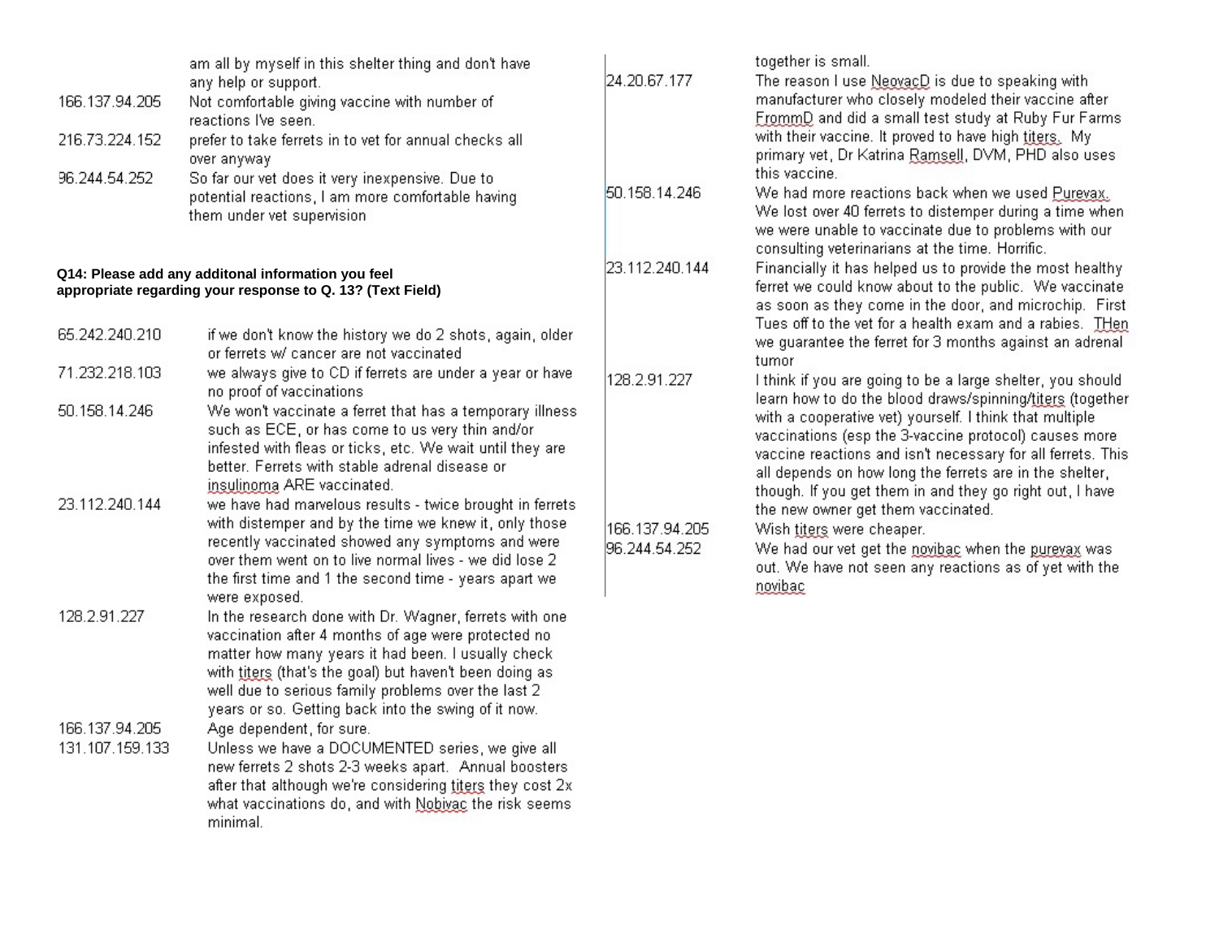| | |
|---|---|
| | am all by myself in this shelter thing and don't have any help or support. |
| 166.137.94.205 | Not comfortable giving vaccine with number of reactions I've seen. |
| 216.73.224.152 | prefer to take ferrets in to vet for annual checks all over anyway |
| 96.244.54.252 | So far our vet does it very inexpensive. Due to potential reactions, I am more comfortable having them under vet supervision |

**Q14: Please add any additonal information you feel appropriate regarding your response to Q. 13? (Text Field)**

| | |
|---|---|
| 65.242.240.210 | if we don't know the history we do 2 shots, again, older or ferrets w/ cancer are not vaccinated |
| 71.232.218.103 | we always give to CD if ferrets are under a year or have no proof of vaccinations |
| 50.158.14.246 | We won't vaccinate a ferret that has a temporary illness such as ECE, or has come to us very thin and/or infested with fleas or ticks, etc. We wait until they are better. Ferrets with stable adrenal disease or insulinoma ARE vaccinated. |
| 23.112.240.144 | we have had marvelous results - twice brought in ferrets with distemper and by the time we knew it, only those recently vaccinated showed any symptoms and were over them went on to live normal lives - we did lose 2 the first time and 1 the second time - years apart we were exposed. |
| 128.2.91.227 | In the research done with Dr. Wagner, ferrets with one vaccination after 4 months of age were protected no matter how many years it had been. I usually check with titers (that's the goal) but haven't been doing as well due to serious family problems over the last 2 years or so. Getting back into the swing of it now. |
| 166.137.94.205 | Age dependent, for sure. |
| 131.107.159.133 | Unless we have a DOCUMENTED series, we give all new ferrets 2 shots 2-3 weeks apart. Annual boosters after that although we're considering titers they cost 2x what vaccinations do, and with Nobivac the risk seems minimal. |
| | together is small. |
| 24.20.67.177 | The reason I use NeovacD is due to speaking with manufacturer who closely modeled their vaccine after FrommD and did a small test study at Ruby Fur Farms with their vaccine. It proved to have high titers. My primary vet, Dr Katrina Ramsell, DVM, PHD also uses this vaccine. |
| 50.158.14.246 | We had more reactions back when we used Purevax. We lost over 40 ferrets to distemper during a time when we were unable to vaccinate due to problems with our consulting veterinarians at the time. Horrific. |
| 23.112.240.144 | Financially it has helped us to provide the most healthy ferret we could know about to the public. We vaccinate as soon as they come in the door, and microchip. First Tues off to the vet for a health exam and a rabies. THen we guarantee the ferret for 3 months against an adrenal tumor |
| 128.2.91.227 | I think if you are going to be a large shelter, you should learn how to do the blood draws/spinning/titers (together with a cooperative vet) yourself. I think that multiple vaccinations (esp the 3-vaccine protocol) causes more vaccine reactions and isn't necessary for all ferrets. This all depends on how long the ferrets are in the shelter, though. If you get them in and they go right out, I have the new owner get them vaccinated. |
| 166.137.94.205 | Wish titers were cheaper. |
| 96.244.54.252 | We had our vet get the novibac when the purevax was out. We have not seen any reactions as of yet with the novibac |